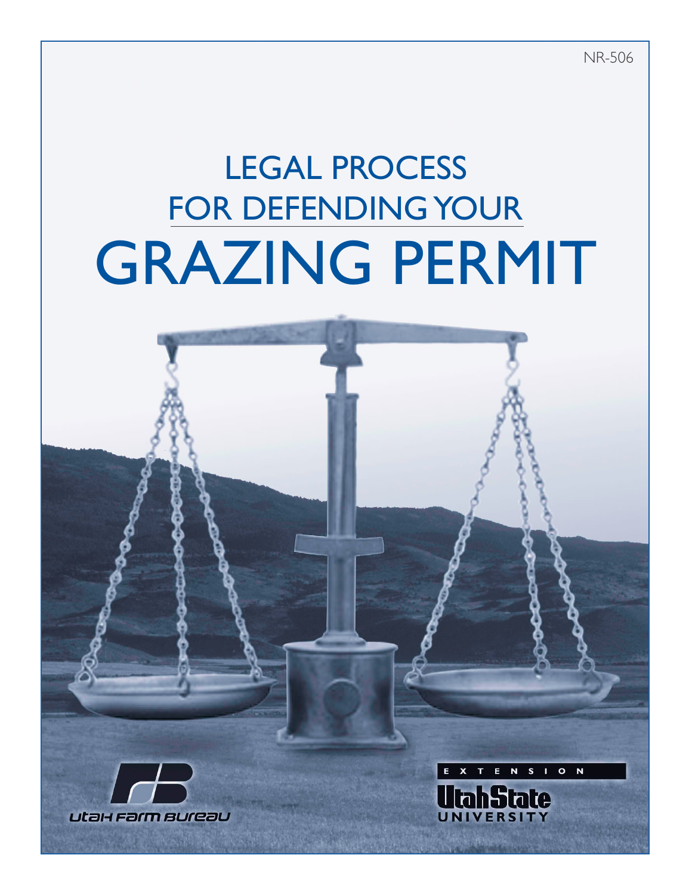NR-506

# LEGAL PROCESS FOR DEFENDING YOUR GRAZING PERMIT

Utah Farm Bureau

EXTENSION

UtahState UNIVERSITY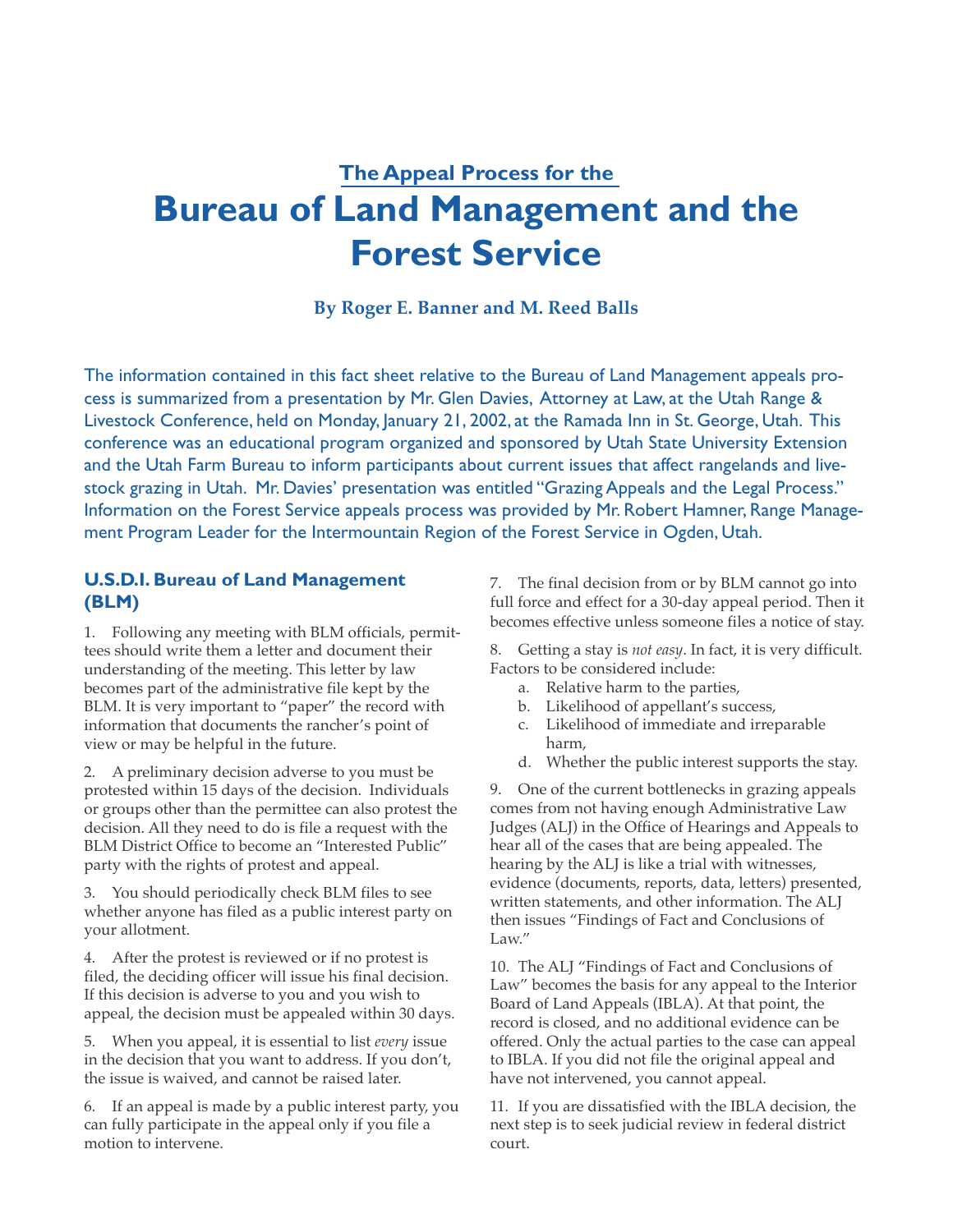## The Appeal Process for the

# Bureau of Land Management and the Forest Service

**By Roger E. Banner and M. Reed Balls**

The information contained in this fact sheet relative to the Bureau of Land Management appeals process is summarized from a presentation by Mr. Glen Davies, Attorney at Law, at the Utah Range & Livestock Conference, held on Monday, January 21, 2002, at the Ramada Inn in St. George, Utah. This conference was an educational program organized and sponsored by Utah State University Extension and the Utah Farm Bureau to inform participants about current issues that affect rangelands and livestock grazing in Utah. Mr. Davies' presentation was entitled "Grazing Appeals and the Legal Process." Information on the Forest Service appeals process was provided by Mr. Robert Hamner, Range Management Program Leader for the Intermountain Region of the Forest Service in Ogden, Utah.

### U.S.D.I. Bureau of Land Management (BLM)

1. Following any meeting with BLM officials, permittees should write them a letter and document their understanding of the meeting. This letter by law becomes part of the administrative file kept by the BLM. It is very important to "paper" the record with information that documents the rancher's point of view or may be helpful in the future.

2. A preliminary decision adverse to you must be protested within 15 days of the decision. Individuals or groups other than the permittee can also protest the decision. All they need to do is file a request with the BLM District Office to become an "Interested Public" party with the rights of protest and appeal.

3. You should periodically check BLM files to see whether anyone has filed as a public interest party on your allotment.

4. After the protest is reviewed or if no protest is filed, the deciding officer will issue his final decision. If this decision is adverse to you and you wish to appeal, the decision must be appealed within 30 days.

5. When you appeal, it is essential to list *every* issue in the decision that you want to address. If you don't, the issue is waived, and cannot be raised later.

6. If an appeal is made by a public interest party, you can fully participate in the appeal only if you file a motion to intervene.

7. The final decision from or by BLM cannot go into full force and effect for a 30-day appeal period. Then it becomes effective unless someone files a notice of stay.

8. Getting a stay is *not easy*. In fact, it is very difficult. Factors to be considered include:
   a. Relative harm to the parties,
   b. Likelihood of appellant's success,
   c. Likelihood of immediate and irreparable harm,
   d. Whether the public interest supports the stay.

9. One of the current bottlenecks in grazing appeals comes from not having enough Administrative Law Judges (ALJ) in the Office of Hearings and Appeals to hear all of the cases that are being appealed. The hearing by the ALJ is like a trial with witnesses, evidence (documents, reports, data, letters) presented, written statements, and other information. The ALJ then issues "Findings of Fact and Conclusions of Law."

10. The ALJ "Findings of Fact and Conclusions of Law" becomes the basis for any appeal to the Interior Board of Land Appeals (IBLA). At that point, the record is closed, and no additional evidence can be offered. Only the actual parties to the case can appeal to IBLA. If you did not file the original appeal and have not intervened, you cannot appeal.

11. If you are dissatisfied with the IBLA decision, the next step is to seek judicial review in federal district court.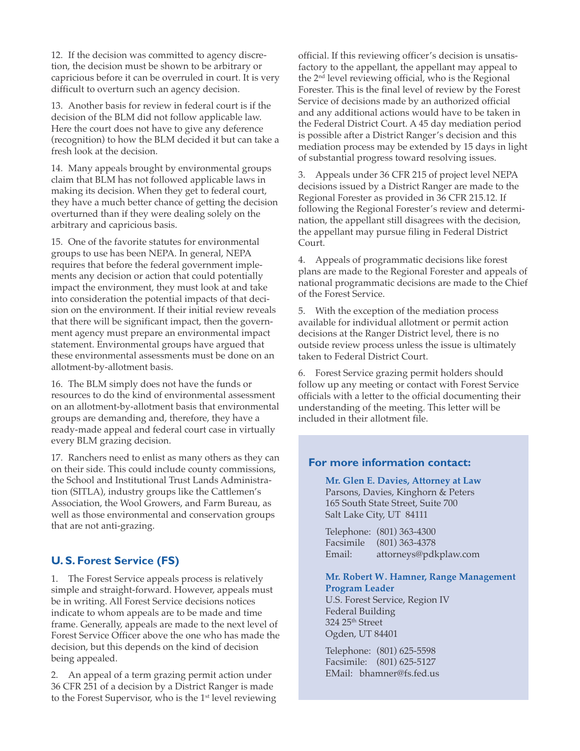12. If the decision was committed to agency discretion, the decision must be shown to be arbitrary or capricious before it can be overruled in court. It is very difficult to overturn such an agency decision.

13. Another basis for review in federal court is if the decision of the BLM did not follow applicable law. Here the court does not have to give any deference (recognition) to how the BLM decided it but can take a fresh look at the decision.

14. Many appeals brought by environmental groups claim that BLM has not followed applicable laws in making its decision. When they get to federal court, they have a much better chance of getting the decision overturned than if they were dealing solely on the arbitrary and capricious basis.

15. One of the favorite statutes for environmental groups to use has been NEPA. In general, NEPA requires that before the federal government implements any decision or action that could potentially impact the environment, they must look at and take into consideration the potential impacts of that decision on the environment. If their initial review reveals that there will be significant impact, then the government agency must prepare an environmental impact statement. Environmental groups have argued that these environmental assessments must be done on an allotment-by-allotment basis.

16. The BLM simply does not have the funds or resources to do the kind of environmental assessment on an allotment-by-allotment basis that environmental groups are demanding and, therefore, they have a ready-made appeal and federal court case in virtually every BLM grazing decision.

17. Ranchers need to enlist as many others as they can on their side. This could include county commissions, the School and Institutional Trust Lands Administration (SITLA), industry groups like the Cattlemen's Association, the Wool Growers, and Farm Bureau, as well as those environmental and conservation groups that are not anti-grazing.

## U. S. Forest Service (FS)

1. The Forest Service appeals process is relatively simple and straight-forward. However, appeals must be in writing. All Forest Service decisions notices indicate to whom appeals are to be made and time frame. Generally, appeals are made to the next level of Forest Service Officer above the one who has made the decision, but this depends on the kind of decision being appealed.

2. An appeal of a term grazing permit action under 36 CFR 251 of a decision by a District Ranger is made to the Forest Supervisor, who is the 1st level reviewing official. If this reviewing officer's decision is unsatisfactory to the appellant, the appellant may appeal to the 2nd level reviewing official, who is the Regional Forester. This is the final level of review by the Forest Service of decisions made by an authorized official and any additional actions would have to be taken in the Federal District Court. A 45 day mediation period is possible after a District Ranger's decision and this mediation process may be extended by 15 days in light of substantial progress toward resolving issues.

3. Appeals under 36 CFR 215 of project level NEPA decisions issued by a District Ranger are made to the Regional Forester as provided in 36 CFR 215.12. If following the Regional Forester's review and determination, the appellant still disagrees with the decision, the appellant may pursue filing in Federal District Court.

4. Appeals of programmatic decisions like forest plans are made to the Regional Forester and appeals of national programmatic decisions are made to the Chief of the Forest Service.

5. With the exception of the mediation process available for individual allotment or permit action decisions at the Ranger District level, there is no outside review process unless the issue is ultimately taken to Federal District Court.

6. Forest Service grazing permit holders should follow up any meeting or contact with Forest Service officials with a letter to the official documenting their understanding of the meeting. This letter will be included in their allotment file.

### For more information contact:

**Mr. Glen E. Davies, Attorney at Law**
Parsons, Davies, Kinghorn & Peters
165 South State Street, Suite 700
Salt Lake City, UT 84111

Telephone: (801) 363-4300
Facsimile (801) 363-4378
Email: attorneys@pdkplaw.com

**Mr. Robert W. Hamner, Range Management Program Leader**
U.S. Forest Service, Region IV
Federal Building
324 25th Street
Ogden, UT 84401

Telephone: (801) 625-5598
Facsimile: (801) 625-5127
EMail: bhamner@fs.fed.us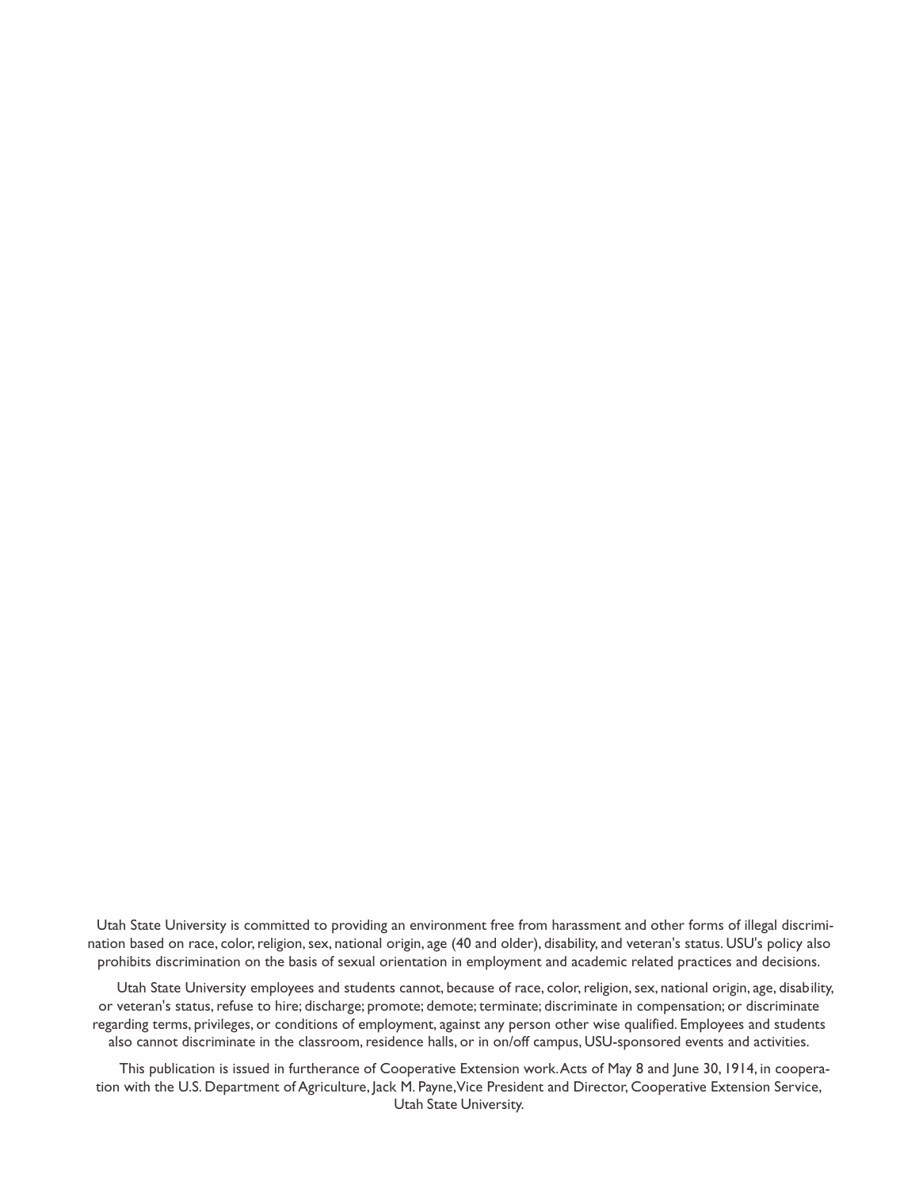Utah State University is committed to providing an environment free from harassment and other forms of illegal discrimination based on race, color, religion, sex, national origin, age (40 and older), disability, and veteran's status. USU's policy also prohibits discrimination on the basis of sexual orientation in employment and academic related practices and decisions.

Utah State University employees and students cannot, because of race, color, religion, sex, national origin, age, disability, or veteran's status, refuse to hire; discharge; promote; demote; terminate; discriminate in compensation; or discriminate regarding terms, privileges, or conditions of employment, against any person other wise qualified. Employees and students also cannot discriminate in the classroom, residence halls, or in on/off campus, USU-sponsored events and activities.

This publication is issued in furtherance of Cooperative Extension work. Acts of May 8 and June 30, 1914, in cooperation with the U.S. Department of Agriculture, Jack M. Payne, Vice President and Director, Cooperative Extension Service, Utah State University.